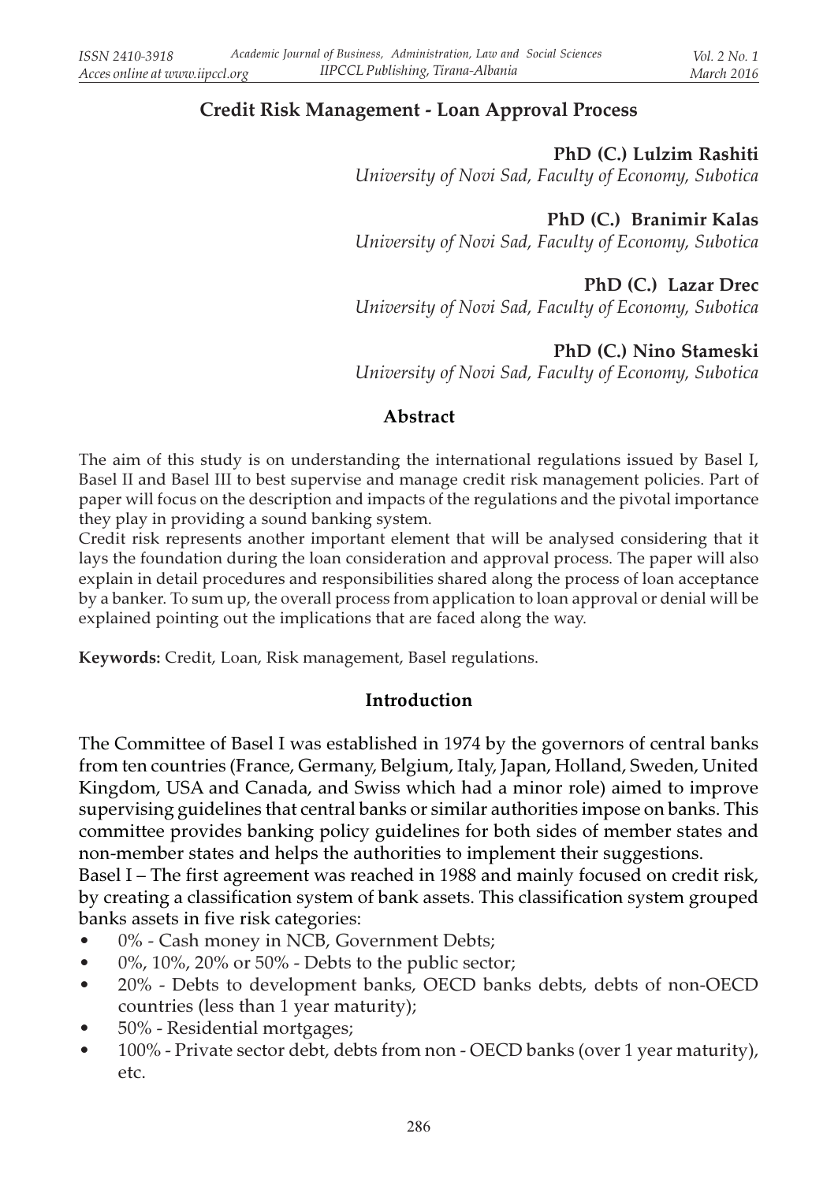# Credit Risk Management - Loan Approval Process

**PhD (C.) Lulzim Rashiti**
*University of Novi Sad, Faculty of Economy, Subotica*

**PhD (C.) Branimir Kalas**
*University of Novi Sad, Faculty of Economy, Subotica*

**PhD (C.) Lazar Drec**
*University of Novi Sad, Faculty of Economy, Subotica*

**PhD (C.) Nino Stameski**
*University of Novi Sad, Faculty of Economy, Subotica*

## Abstract

The aim of this study is on understanding the international regulations issued by Basel I, Basel II and Basel III to best supervise and manage credit risk management policies. Part of paper will focus on the description and impacts of the regulations and the pivotal importance they play in providing a sound banking system.

Credit risk represents another important element that will be analysed considering that it lays the foundation during the loan consideration and approval process. The paper will also explain in detail procedures and responsibilities shared along the process of loan acceptance by a banker. To sum up, the overall process from application to loan approval or denial will be explained pointing out the implications that are faced along the way.

**Keywords:** Credit, Loan, Risk management, Basel regulations.

## Introduction

The Committee of Basel I was established in 1974 by the governors of central banks from ten countries (France, Germany, Belgium, Italy, Japan, Holland, Sweden, United Kingdom, USA and Canada, and Swiss which had a minor role) aimed to improve supervising guidelines that central banks or similar authorities impose on banks. This committee provides banking policy guidelines for both sides of member states and non-member states and helps the authorities to implement their suggestions.

Basel I – The first agreement was reached in 1988 and mainly focused on credit risk, by creating a classification system of bank assets. This classification system grouped banks assets in five risk categories:

- 0% - Cash money in NCB, Government Debts;
- 0%, 10%, 20% or 50% - Debts to the public sector;
- 20% - Debts to development banks, OECD banks debts, debts of non-OECD countries (less than 1 year maturity);
- 50% - Residential mortgages;
- 100% - Private sector debt, debts from non - OECD banks (over 1 year maturity), etc.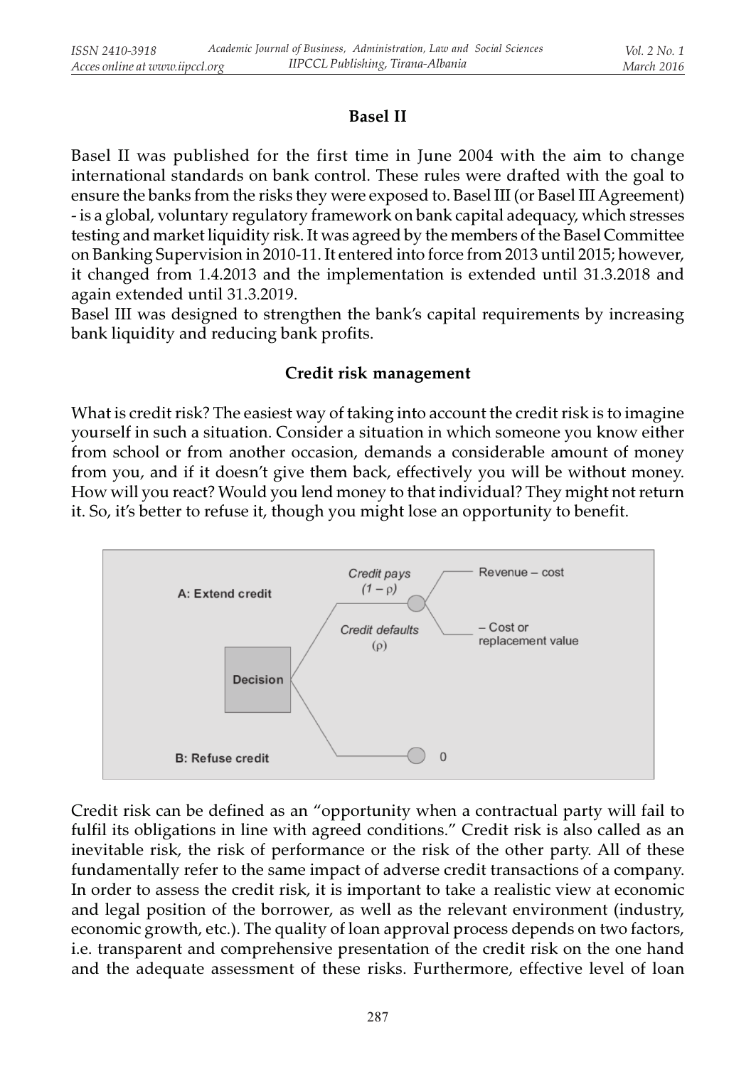## Basel II

Basel II was published for the first time in June 2004 with the aim to change international standards on bank control. These rules were drafted with the goal to ensure the banks from the risks they were exposed to. Basel III (or Basel III Agreement) - is a global, voluntary regulatory framework on bank capital adequacy, which stresses testing and market liquidity risk. It was agreed by the members of the Basel Committee on Banking Supervision in 2010-11. It entered into force from 2013 until 2015; however, it changed from 1.4.2013 and the implementation is extended until 31.3.2018 and again extended until 31.3.2019.

Basel III was designed to strengthen the bank's capital requirements by increasing bank liquidity and reducing bank profits.

## Credit risk management

What is credit risk? The easiest way of taking into account the credit risk is to imagine yourself in such a situation. Consider a situation in which someone you know either from school or from another occasion, demands a considerable amount of money from you, and if it doesn't give them back, effectively you will be without money. How will you react? Would you lend money to that individual? They might not return it. So, it's better to refuse it, though you might lose an opportunity to benefit.

A: Extend credit

Credit pays $(1-\rho)$ — Revenue – cost

Credit defaults $(\rho)$ — – Cost or replacement value

Decision

B: Refuse credit — 0

Credit risk can be defined as an "opportunity when a contractual party will fail to fulfil its obligations in line with agreed conditions." Credit risk is also called as an inevitable risk, the risk of performance or the risk of the other party. All of these fundamentally refer to the same impact of adverse credit transactions of a company. In order to assess the credit risk, it is important to take a realistic view at economic and legal position of the borrower, as well as the relevant environment (industry, economic growth, etc.). The quality of loan approval process depends on two factors, i.e. transparent and comprehensive presentation of the credit risk on the one hand and the adequate assessment of these risks. Furthermore, effective level of loan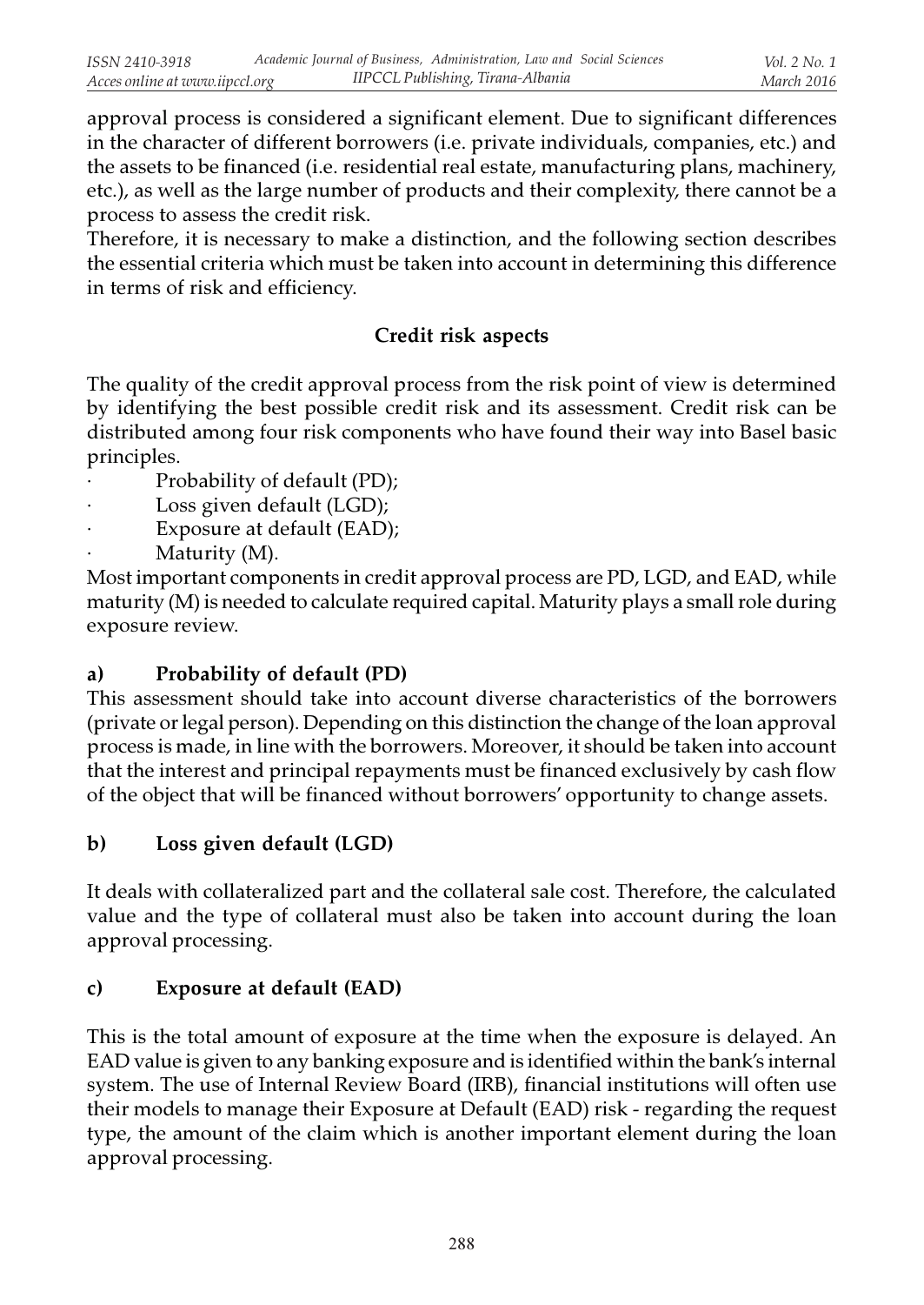approval process is considered a significant element. Due to significant differences in the character of different borrowers (i.e. private individuals, companies, etc.) and the assets to be financed (i.e. residential real estate, manufacturing plans, machinery, etc.), as well as the large number of products and their complexity, there cannot be a process to assess the credit risk.

Therefore, it is necessary to make a distinction, and the following section describes the essential criteria which must be taken into account in determining this difference in terms of risk and efficiency.

## Credit risk aspects

The quality of the credit approval process from the risk point of view is determined by identifying the best possible credit risk and its assessment. Credit risk can be distributed among four risk components who have found their way into Basel basic principles.

- Probability of default (PD);
- Loss given default (LGD);
- Exposure at default (EAD);
- Maturity (M).

Most important components in credit approval process are PD, LGD, and EAD, while maturity (M) is needed to calculate required capital. Maturity plays a small role during exposure review.

### a) Probability of default (PD)

This assessment should take into account diverse characteristics of the borrowers (private or legal person). Depending on this distinction the change of the loan approval process is made, in line with the borrowers. Moreover, it should be taken into account that the interest and principal repayments must be financed exclusively by cash flow of the object that will be financed without borrowers' opportunity to change assets.

### b) Loss given default (LGD)

It deals with collateralized part and the collateral sale cost. Therefore, the calculated value and the type of collateral must also be taken into account during the loan approval processing.

### c) Exposure at default (EAD)

This is the total amount of exposure at the time when the exposure is delayed. An EAD value is given to any banking exposure and is identified within the bank's internal system. The use of Internal Review Board (IRB), financial institutions will often use their models to manage their Exposure at Default (EAD) risk - regarding the request type, the amount of the claim which is another important element during the loan approval processing.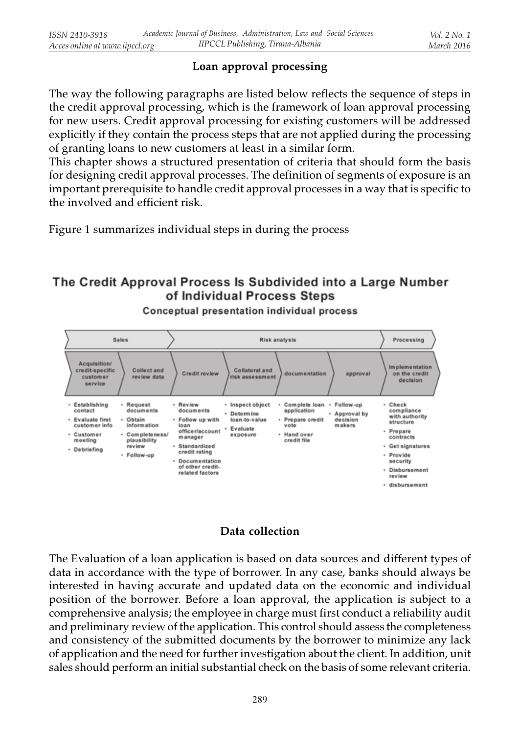## Loan approval processing

The way the following paragraphs are listed below reflects the sequence of steps in the credit approval processing, which is the framework of loan approval processing for new users. Credit approval processing for existing customers will be addressed explicitly if they contain the process steps that are not applied during the processing of granting loans to new customers at least in a similar form.

This chapter shows a structured presentation of criteria that should form the basis for designing credit approval processes. The definition of segments of exposure is an important prerequisite to handle credit approval processes in a way that is specific to the involved and efficient risk.

Figure 1 summarizes individual steps in during the process

**The Credit Approval Process Is Subdivided into a Large Number of Individual Process Steps**

**Conceptual presentation individual process**

| Sales | | Risk analysis | | | | Processing |
|---|---|---|---|---|---|---|
| Acquisition/ credit-specific customer service | Collect and review data | Credit review | Collateral and risk assessment | documentation | approval | Implementation on the credit decision |
| • Establishing contact<br>• Evaluate first customer info<br>• Customer meeting<br>• Debriefing | • Request documents<br>• Obtain information<br>• Completeness/ plausibility review<br>• Follow-up | • Review documents<br>• Follow up with loan officer/account manager<br>• Standardized credit rating<br>• Documentation of other credit-related factors | • Inspect object<br>• Determine loan-to-value<br>• Evaluate exposure | • Complete loan application<br>• Prepare credit vote<br>• Hand over credit file | • Follow-up<br>• Approval by decision makers | • Check compliance with authority structure<br>• Prepare contracts<br>• Get signatures<br>• Provide security<br>• Disbursement review<br>• disbursement |

## Data collection

The Evaluation of a loan application is based on data sources and different types of data in accordance with the type of borrower. In any case, banks should always be interested in having accurate and updated data on the economic and individual position of the borrower. Before a loan approval, the application is subject to a comprehensive analysis; the employee in charge must first conduct a reliability audit and preliminary review of the application. This control should assess the completeness and consistency of the submitted documents by the borrower to minimize any lack of application and the need for further investigation about the client. In addition, unit sales should perform an initial substantial check on the basis of some relevant criteria.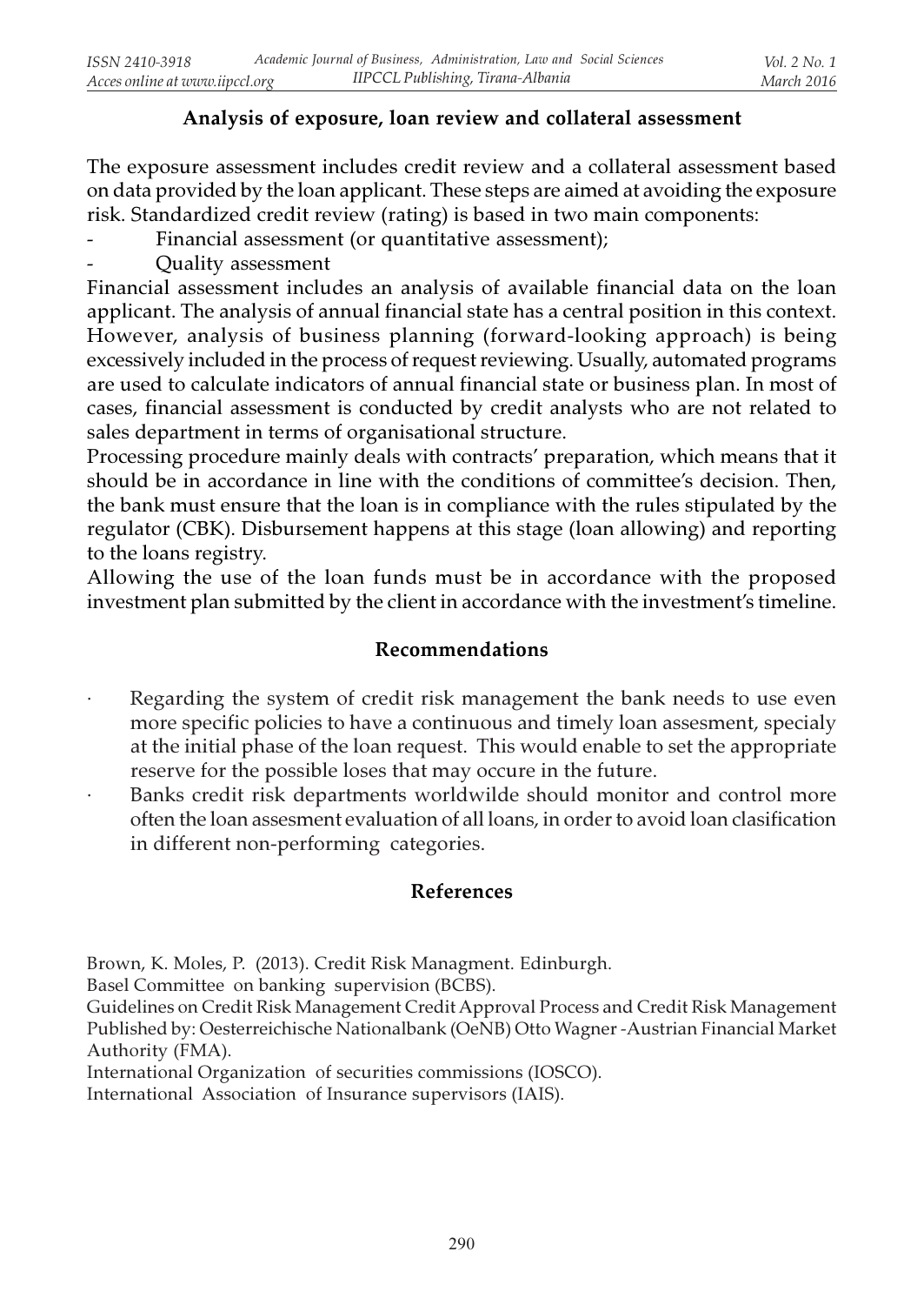## Analysis of exposure, loan review and collateral assessment

The exposure assessment includes credit review and a collateral assessment based on data provided by the loan applicant. These steps are aimed at avoiding the exposure risk. Standardized credit review (rating) is based in two main components:

- Financial assessment (or quantitative assessment);
- Quality assessment

Financial assessment includes an analysis of available financial data on the loan applicant. The analysis of annual financial state has a central position in this context. However, analysis of business planning (forward-looking approach) is being excessively included in the process of request reviewing. Usually, automated programs are used to calculate indicators of annual financial state or business plan. In most of cases, financial assessment is conducted by credit analysts who are not related to sales department in terms of organisational structure.

Processing procedure mainly deals with contracts' preparation, which means that it should be in accordance in line with the conditions of committee's decision. Then, the bank must ensure that the loan is in compliance with the rules stipulated by the regulator (CBK). Disbursement happens at this stage (loan allowing) and reporting to the loans registry.

Allowing the use of the loan funds must be in accordance with the proposed investment plan submitted by the client in accordance with the investment's timeline.

## Recommendations

- Regarding the system of credit risk management the bank needs to use even more specific policies to have a continuous and timely loan assesment, specialy at the initial phase of the loan request. This would enable to set the appropriate reserve for the possible loses that may occure in the future.
- Banks credit risk departments worldwilde should monitor and control more often the loan assesment evaluation of all loans, in order to avoid loan clasification in different non-performing categories.

## References

Brown, K. Moles, P. (2013). Credit Risk Managment. Edinburgh.

Basel Committee on banking supervision (BCBS).

Guidelines on Credit Risk Management Credit Approval Process and Credit Risk Management Published by: Oesterreichische Nationalbank (OeNB) Otto Wagner -Austrian Financial Market Authority (FMA).

International Organization of securities commissions (IOSCO).

International Association of Insurance supervisors (IAIS).